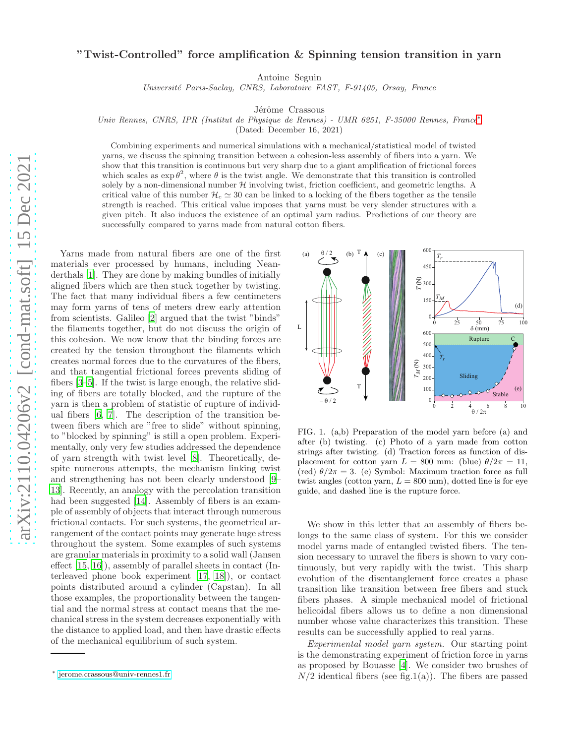# "Twist-Controlled" force amplification & Spinning tension transition in yarn

Antoine Seguin
*Université Paris-Saclay, CNRS, Laboratoire FAST, F-91405, Orsay, France*

Jérôme Crassous
*Univ Rennes, CNRS, IPR (Institut de Physique de Rennes) - UMR 6251, F-35000 Rennes, France* [*]

(Dated: December 16, 2021)

Combining experiments and numerical simulations with a mechanical/statistical model of twisted yarns, we discuss the spinning transition between a cohesion-less assembly of fibers into a yarn. We show that this transition is continuous but very sharp due to a giant amplification of frictional forces which scales as $\exp \theta^2$, where $\theta$ is the twist angle. We demonstrate that this transition is controlled solely by a non-dimensional number $\mathcal{H}$ involving twist, friction coefficient, and geometric lengths. A critical value of this number $\mathcal{H}_c \simeq 30$ can be linked to a locking of the fibers together as the tensile strength is reached. This critical value imposes that yarns must be very slender structures with a given pitch. It also induces the existence of an optimal yarn radius. Predictions of our theory are successfully compared to yarns made from natural cotton fibers.

Yarns made from natural fibers are one of the first materials ever processed by humans, including Neanderthals [1]. They are done by making bundles of initially aligned fibers which are then stuck together by twisting. The fact that many individual fibers a few centimeters may form yarns of tens of meters drew early attention from scientists. Galileo [2] argued that the twist "binds" the filaments together, but do not discuss the origin of this cohesion. We now know that the binding forces are created by the tension throughout the filaments which creates normal forces due to the curvatures of the fibers, and that tangential frictional forces prevents sliding of fibers [3–5]. If the twist is large enough, the relative sliding of fibers are totally blocked, and the rupture of the yarn is then a problem of statistic of rupture of individual fibers [6, 7]. The description of the transition between fibers which are "free to slide" without spinning, to "blocked by spinning" is still a open problem. Experimentally, only very few studies addressed the dependence of yarn strength with twist level [8]. Theoretically, despite numerous attempts, the mechanism linking twist and strengthening has not been clearly understood [9–13]. Recently, an analogy with the percolation transition had been suggested [14]. Assembly of fibers is an example of assembly of objects that interact through numerous frictional contacts. For such systems, the geometrical arrangement of the contact points may generate huge stress throughout the system. Some examples of such systems are granular materials in proximity to a solid wall (Jansen effect [15, 16]), assembly of parallel sheets in contact (Interleaved phone book experiment [17, 18]), or contact points distributed around a cylinder (Capstan). In all those examples, the proportionality between the tangential and the normal stress at contact means that the mechanical stress in the system decreases exponentially with the distance to applied load, and then have drastic effects of the mechanical equilibrium of such system.

FIG. 1. (a,b) Preparation of the model yarn before (a) and after (b) twisting. (c) Photo of a yarn made from cotton strings after twisting. (d) Traction forces as function of displacement for cotton yarn $L = 800$ mm: (blue) $\theta/2\pi = 11$, (red) $\theta/2\pi = 3$. (e) Symbol: Maximum traction force as full twist angles (cotton yarn, $L = 800$ mm), dotted line is for eye guide, and dashed line is the rupture force.

We show in this letter that an assembly of fibers belongs to the same class of system. For this we consider model yarns made of entangled twisted fibers. The tension necessary to unravel the fibers is shown to vary continuously, but very rapidly with the twist. This sharp evolution of the disentanglement force creates a phase transition like transition between free fibers and stuck fibers phases. A simple mechanical model of frictional helicoidal fibers allows us to define a non dimensional number whose value characterizes this transition. These results can be successfully applied to real yarns.

*Experimental model yarn system.* Our starting point is the demonstrating experiment of friction force in yarns as proposed by Bouasse [4]. We consider two brushes of $N/2$ identical fibers (see fig.1(a)). The fibers are passed

[*] jerome.crassous@univ-rennes1.fr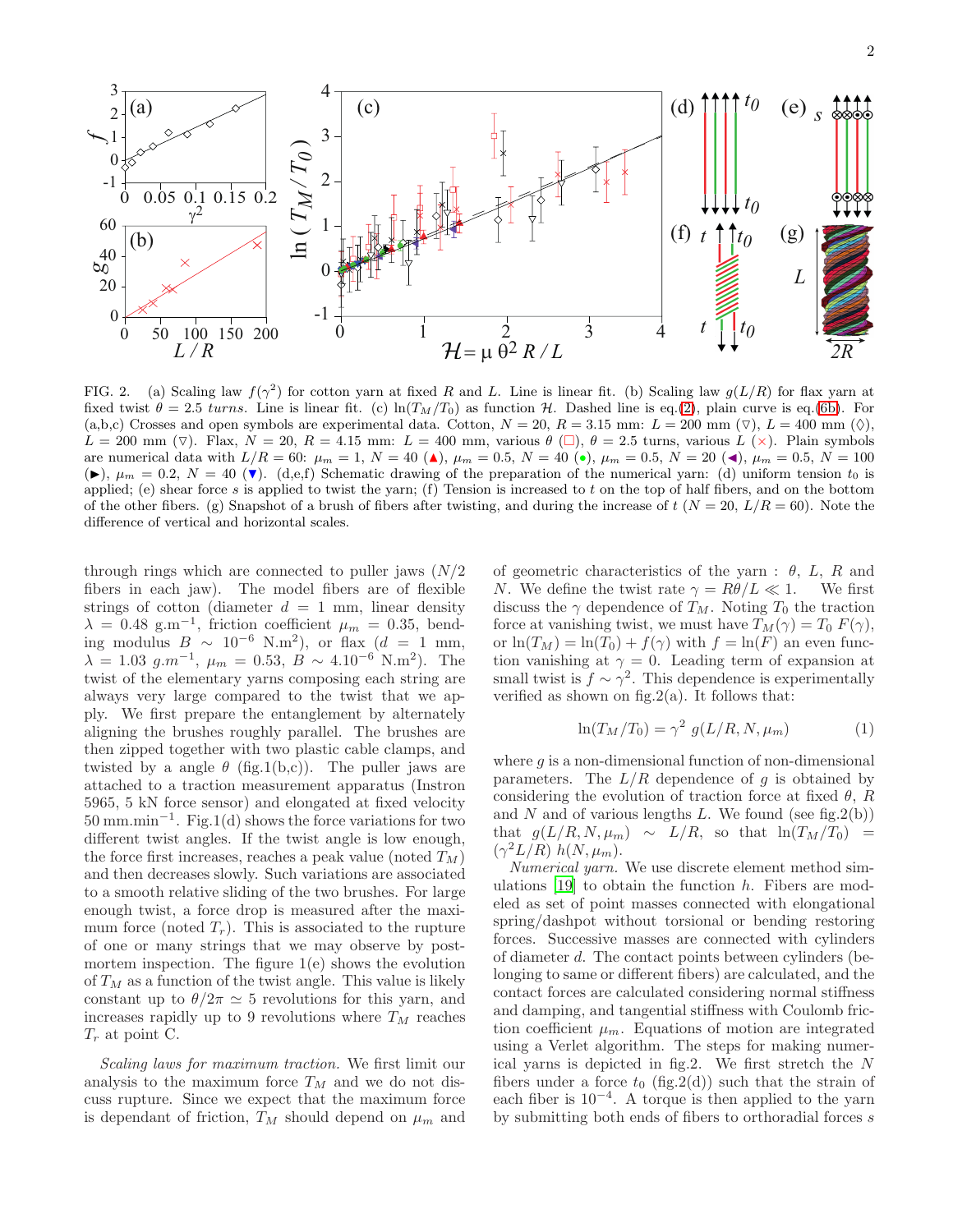FIG. 2. (a) Scaling law $f(\gamma^2)$ for cotton yarn at fixed $R$ and $L$. Line is linear fit. (b) Scaling law $g(L/R)$ for flax yarn at fixed twist $\theta = 2.5$ *turns*. Line is linear fit. (c) $\ln(T_M/T_0)$ as function $\mathcal{H}$. Dashed line is eq.(2), plain curve is eq.(6b). For (a,b,c) Crosses and open symbols are experimental data. Cotton, $N = 20$, $R = 3.15$ mm: $L = 200$ mm (▽), $L = 400$ mm (◇), $L = 200$ mm (▽). Flax, $N = 20$, $R = 4.15$ mm: $L = 400$ mm, various $\theta$ (□), $\theta = 2.5$ turns, various $L$ (×). Plain symbols are numerical data with $L/R = 60$: $\mu_m = 1$, $N = 40$ (▲), $\mu_m = 0.5$, $N = 40$ (●), $\mu_m = 0.5$, $N = 20$ (◀), $\mu_m = 0.5$, $N = 100$ (▶), $\mu_m = 0.2$, $N = 40$ (▼). (d,e,f) Schematic drawing of the preparation of the numerical yarn: (d) uniform tension $t_0$ is applied; (e) shear force $s$ is applied to twist the yarn; (f) Tension is increased to $t$ on the top of half fibers, and on the bottom of the other fibers. (g) Snapshot of a brush of fibers after twisting, and during the increase of $t$ ($N = 20$, $L/R = 60$). Note the difference of vertical and horizontal scales.

through rings which are connected to puller jaws ($N/2$ fibers in each jaw). The model fibers are of flexible strings of cotton (diameter $d = 1$ mm, linear density $\lambda = 0.48$ g.m$^{-1}$, friction coefficient $\mu_m = 0.35$, bending modulus $B \sim 10^{-6}$ N.m$^2$), or flax ($d = 1$ mm, $\lambda = 1.03$ $g.m^{-1}$, $\mu_m = 0.53$, $B \sim 4.10^{-6}$ N.m$^2$). The twist of the elementary yarns composing each string are always very large compared to the twist that we apply. We first prepare the entanglement by alternately aligning the brushes roughly parallel. The brushes are then zipped together with two plastic cable clamps, and twisted by a angle $\theta$ (fig.1(b,c)). The puller jaws are attached to a traction measurement apparatus (Instron 5965, 5 kN force sensor) and elongated at fixed velocity 50 mm.min$^{-1}$. Fig.1(d) shows the force variations for two different twist angles. If the twist angle is low enough, the force first increases, reaches a peak value (noted $T_M$) and then decreases slowly. Such variations are associated to a smooth relative sliding of the two brushes. For large enough twist, a force drop is measured after the maximum force (noted $T_r$). This is associated to the rupture of one or many strings that we may observe by post-mortem inspection. The figure 1(e) shows the evolution of $T_M$ as a function of the twist angle. This value is likely constant up to $\theta/2\pi \simeq 5$ revolutions for this yarn, and increases rapidly up to 9 revolutions where $T_M$ reaches $T_r$ at point C.

*Scaling laws for maximum traction.* We first limit our analysis to the maximum force $T_M$ and we do not discuss rupture. Since we expect that the maximum force is dependant of friction, $T_M$ should depend on $\mu_m$ and of geometric characteristics of the yarn : $\theta$, $L$, $R$ and $N$. We define the twist rate $\gamma = R\theta/L \ll 1$. We first discuss the $\gamma$ dependence of $T_M$. Noting $T_0$ the traction force at vanishing twist, we must have $T_M(\gamma) = T_0\ F(\gamma)$, or $\ln(T_M) = \ln(T_0) + f(\gamma)$ with $f = \ln(F)$ an even function vanishing at $\gamma = 0$. Leading term of expansion at small twist is $f \sim \gamma^2$. This dependence is experimentally verified as shown on fig.2(a). It follows that:

$$\ln(T_M/T_0) = \gamma^2\ g(L/R, N, \mu_m) \qquad (1)$$

where $g$ is a non-dimensional function of non-dimensional parameters. The $L/R$ dependence of $g$ is obtained by considering the evolution of traction force at fixed $\theta$, $R$ and $N$ and of various lengths $L$. We found (see fig.2(b)) that $g(L/R, N, \mu_m) \sim L/R$, so that $\ln(T_M/T_0) = (\gamma^2 L/R)\ h(N, \mu_m)$.

*Numerical yarn.* We use discrete element method simulations [19] to obtain the function $h$. Fibers are modeled as set of point masses connected with elongational spring/dashpot without torsional or bending restoring forces. Successive masses are connected with cylinders of diameter $d$. The contact points between cylinders (belonging to same or different fibers) are calculated, and the contact forces are calculated considering normal stiffness and damping, and tangential stiffness with Coulomb friction coefficient $\mu_m$. Equations of motion are integrated using a Verlet algorithm. The steps for making numerical yarns is depicted in fig.2. We first stretch the $N$ fibers under a force $t_0$ (fig.2(d)) such that the strain of each fiber is $10^{-4}$. A torque is then applied to the yarn by submitting both ends of fibers to orthoradial forces $s$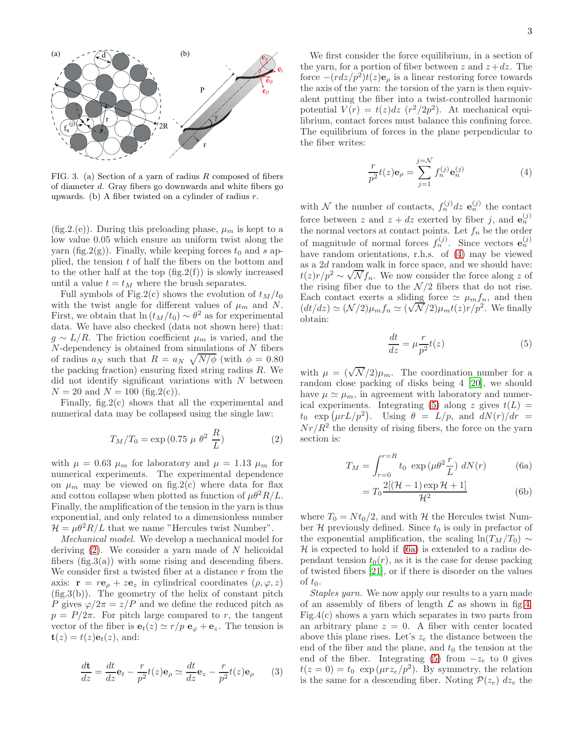FIG. 3. (a) Section of a yarn of radius $R$ composed of fibers of diameter $d$. Gray fibers go downwards and white fibers go upwards. (b) A fiber twisted on a cylinder of radius $r$.

(fig.2.(e)). During this preloading phase, $\mu_m$ is kept to a low value 0.05 which ensure an uniform twist along the yarn (fig.2(g)). Finally, while keeping forces $t_0$ and $s$ applied, the tension $t$ of half the fibers on the bottom and to the other half at the top (fig.2(f)) is slowly increased until a value $t = t_M$ where the brush separates.

Full symbols of Fig.2(c) shows the evolution of $t_M/t_0$ with the twist angle for different values of $\mu_m$ and $N$. First, we obtain that $\ln(t_M/t_0) \sim \theta^2$ as for experimental data. We have also checked (data not shown here) that: $g \sim L/R$. The friction coefficient $\mu_m$ is varied, and the $N$-dependency is obtained from simulations of $N$ fibers of radius $a_N$ such that $R = a_N \sqrt{N/\phi}$ (with $\phi = 0.80$ the packing fraction) ensuring fixed string radius $R$. We did not identify significant variations with $N$ between $N = 20$ and $N = 100$ (fig.2(c)).

Finally, fig.2(c) shows that all the experimental and numerical data may be collapsed using the single law:

$$T_M/T_0 = \exp(0.75\ \mu\ \theta^2\ \frac{R}{L}) \tag{2}$$

with $\mu = 0.63\ \mu_m$ for laboratory and $\mu = 1.13\ \mu_m$ for numerical experiments. The experimental dependence on $\mu_m$ may be viewed on fig.2(c) where data for flax and cotton collapse when plotted as function of $\mu\theta^2 R/L$. Finally, the amplification of the tension in the yarn is thus exponential, and only related to a dimensionless number $\mathcal{H} = \mu\theta^2 R/L$ that we name "Hercules twist Number".

*Mechanical model.* We develop a mechanical model for deriving (2). We consider a yarn made of $N$ helicoidal fibers (fig.3(a)) with some rising and descending fibers. We consider first a twisted fiber at a distance $r$ from the axis: $\mathbf{r} = r\mathbf{e}_\rho + z\mathbf{e}_z$ in cylindrical coordinates $(\rho, \varphi, z)$ (fig.3(b)). The geometry of the helix of constant pitch $P$ gives $\varphi/2\pi = z/P$ and we define the reduced pitch as $p = P/2\pi$. For pitch large compared to $r$, the tangent vector of the fiber is $\mathbf{e}_t(z) \simeq r/p\ \mathbf{e}_\varphi + \mathbf{e}_z$. The tension is $\mathbf{t}(z) = t(z)\mathbf{e}_t(z)$, and:

$$\frac{d\mathbf{t}}{dz} = \frac{dt}{dz}\mathbf{e}_t - \frac{r}{p^2}t(z)\mathbf{e}_\rho \simeq \frac{dt}{dz}\mathbf{e}_z - \frac{r}{p^2}t(z)\mathbf{e}_\rho \tag{3}$$

We first consider the force equilibrium, in a section of the yarn, for a portion of fiber between $z$ and $z+dz$. The force $-(rdz/p^2)t(z)\mathbf{e}_\rho$ is a linear restoring force towards the axis of the yarn: the torsion of the yarn is then equivalent putting the fiber into a twist-controlled harmonic potential $V(r) = t(z)dz\ (r^2/2p^2)$. At mechanical equilibrium, contact forces must balance this confining force. The equilibrium of forces in the plane perpendicular to the fiber writes:

$$\frac{r}{p^2}t(z)\mathbf{e}_\rho = \sum_{j=1}^{j=\mathcal{N}} f_n^{(j)}\mathbf{e}_n^{(j)} \tag{4}$$

with $\mathcal{N}$ the number of contacts, $f_n^{(j)}dz\ \mathbf{e}_n^{(j)}$ the contact force between $z$ and $z+dz$ exerted by fiber $j$, and $\mathbf{e}_n^{(j)}$ the normal vectors at contact points. Let $f_n$ be the order of magnitude of normal forces $f_n^{(j)}$. Since vectors $\mathbf{e}_n^{(j)}$ have random orientations, r.h.s. of (4) may be viewed as a $2d$ random walk in force space, and we should have: $t(z)r/p^2 \sim \sqrt{\mathcal{N}}f_n$. We now consider the force along $z$ of the rising fiber due to the $\mathcal{N}/2$ fibers that do not rise. Each contact exerts a sliding force $\simeq \mu_m f_n$, and then $(dt/dz) \simeq (\mathcal{N}/2)\mu_m f_n \simeq (\sqrt{\mathcal{N}}/2)\mu_m t(z)r/p^2$. We finally obtain:

$$\frac{dt}{dz} = \mu\frac{r}{p^2}t(z) \tag{5}$$

with $\mu = (\sqrt{\mathcal{N}}/2)\mu_m$. The coordination number for a random close packing of disks being 4 [20], we should have $\mu \simeq \mu_m$, in agreement with laboratory and numerical experiments. Integrating (5) along $z$ gives $t(L) = t_0\ \exp(\mu rL/p^2)$. Using $\theta = L/p$, and $dN(r)/dr = Nr/R^2$ the density of rising fibers, the force on the yarn section is:

$$T_M = \int_{r=0}^{r=R} t_0\ \exp(\mu\theta^2\frac{r}{L})\ dN(r) \tag{6a}$$

$$= T_0\frac{2[(\mathcal{H}-1)\exp\mathcal{H}+1]}{\mathcal{H}^2} \tag{6b}$$

where $T_0 = Nt_0/2$, and with $\mathcal{H}$ the Hercules twist Number $\mathcal{H}$ previously defined. Since $t_0$ is only in prefactor of the exponential amplification, the scaling $\ln(T_M/T_0) \sim \mathcal{H}$ is expected to hold if (6a) is extended to a radius dependant tension $t_0(r)$, as it is the case for dense packing of twisted fibers [21], or if there is disorder on the values of $t_0$.

*Staples yarn.* We now apply our results to a yarn made of an assembly of fibers of length $\mathcal{L}$ as shown in fig.4. Fig.4(c) shows a yarn which separates in two parts from an arbitrary plane $z = 0$. A fiber with center located above this plane rises. Let's $z_e$ the distance between the end of the fiber and the plane, and $t_0$ the tension at the end of the fiber. Integrating (5) from $-z_e$ to 0 gives $t(z=0) = t_0\ \exp(\mu rz_e/p^2)$. By symmetry, the relation is the same for a descending fiber. Noting $\mathcal{P}(z_e)\ dz_e$ the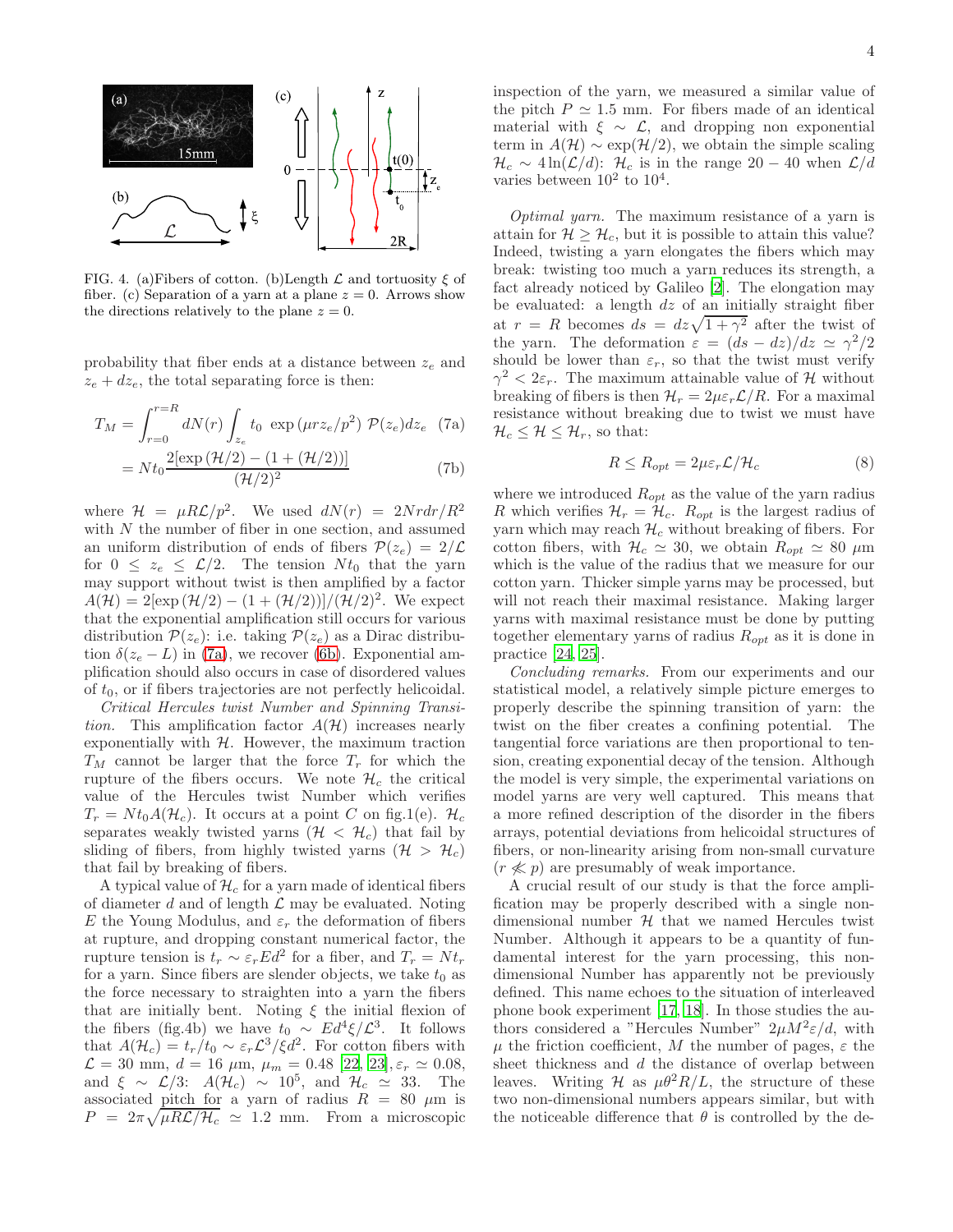FIG. 4. (a)Fibers of cotton. (b)Length $\mathcal{L}$ and tortuosity $\xi$ of fiber. (c) Separation of a yarn at a plane $z = 0$. Arrows show the directions relatively to the plane $z = 0$.

probability that fiber ends at a distance between $z_e$ and $z_e + dz_e$, the total separating force is then:

$$T_M = \int_{r=0}^{r=R} dN(r) \int_{z_e} t_0 \ \exp\left(\mu r z_e/p^2\right) \ \mathcal{P}(z_e) dz_e \quad (7a)$$

$$= N t_0 \frac{2[\exp\left(\mathcal{H}/2\right) - (1 + (\mathcal{H}/2))]}{(\mathcal{H}/2)^2} \quad (7b)$$

where $\mathcal{H} = \mu R \mathcal{L}/p^2$. We used $dN(r) = 2Nrdr/R^2$ with $N$ the number of fiber in one section, and assumed an uniform distribution of ends of fibers $\mathcal{P}(z_e) = 2/\mathcal{L}$ for $0 \le z_e \le \mathcal{L}/2$. The tension $Nt_0$ that the yarn may support without twist is then amplified by a factor $A(\mathcal{H}) = 2[\exp\left(\mathcal{H}/2\right) - (1 + (\mathcal{H}/2))]/(\mathcal{H}/2)^2$. We expect that the exponential amplification still occurs for various distribution $\mathcal{P}(z_e)$: i.e. taking $\mathcal{P}(z_e)$ as a Dirac distribution $\delta(z_e - L)$ in (7a), we recover (6b). Exponential amplification should also occurs in case of disordered values of $t_0$, or if fibers trajectories are not perfectly helicoidal.

*Critical Hercules twist Number and Spinning Transition.* This amplification factor $A(\mathcal{H})$ increases nearly exponentially with $\mathcal{H}$. However, the maximum traction $T_M$ cannot be larger that the force $T_r$ for which the rupture of the fibers occurs. We note $\mathcal{H}_c$ the critical value of the Hercules twist Number which verifies $T_r = Nt_0 A(\mathcal{H}_c)$. It occurs at a point $C$ on fig.1(e). $\mathcal{H}_c$ separates weakly twisted yarns ($\mathcal{H} < \mathcal{H}_c$) that fail by sliding of fibers, from highly twisted yarns ($\mathcal{H} > \mathcal{H}_c$) that fail by breaking of fibers.

A typical value of $\mathcal{H}_c$ for a yarn made of identical fibers of diameter $d$ and of length $\mathcal{L}$ may be evaluated. Noting $E$ the Young Modulus, and $\varepsilon_r$ the deformation of fibers at rupture, and dropping constant numerical factor, the rupture tension is $t_r \sim \varepsilon_r E d^2$ for a fiber, and $T_r = N t_r$ for a yarn. Since fibers are slender objects, we take $t_0$ as the force necessary to straighten into a yarn the fibers that are initially bent. Noting $\xi$ the initial flexion of the fibers (fig.4b) we have $t_0 \sim E d^4 \xi/\mathcal{L}^3$. It follows that $A(\mathcal{H}_c) = t_r/t_0 \sim \varepsilon_r \mathcal{L}^3/\xi d^2$. For cotton fibers with $\mathcal{L} = 30$ mm, $d = 16$ $\mu$m, $\mu_m = 0.48$ [22, 23], $\varepsilon_r \simeq 0.08$, and $\xi \sim \mathcal{L}/3$: $A(\mathcal{H}_c) \sim 10^5$, and $\mathcal{H}_c \simeq 33$. The associated pitch for a yarn of radius $R = 80$ $\mu$m is $P = 2\pi\sqrt{\mu R \mathcal{L}/\mathcal{H}_c} \simeq 1.2$ mm. From a microscopic inspection of the yarn, we measured a similar value of the pitch $P \simeq 1.5$ mm. For fibers made of an identical material with $\xi \sim \mathcal{L}$, and dropping non exponential term in $A(\mathcal{H}) \sim \exp(\mathcal{H}/2)$, we obtain the simple scaling $\mathcal{H}_c \sim 4\ln(\mathcal{L}/d)$: $\mathcal{H}_c$ is in the range $20 - 40$ when $\mathcal{L}/d$ varies between $10^2$ to $10^4$.

*Optimal yarn.* The maximum resistance of a yarn is attain for $\mathcal{H} \ge \mathcal{H}_c$, but it is possible to attain this value? Indeed, twisting a yarn elongates the fibers which may break: twisting too much a yarn reduces its strength, a fact already noticed by Galileo [2]. The elongation may be evaluated: a length $dz$ of an initially straight fiber at $r = R$ becomes $ds = dz\sqrt{1+\gamma^2}$ after the twist of the yarn. The deformation $\varepsilon = (ds - dz)/dz \simeq \gamma^2/2$ should be lower than $\varepsilon_r$, so that the twist must verify $\gamma^2 < 2\varepsilon_r$. The maximum attainable value of $\mathcal{H}$ without breaking of fibers is then $\mathcal{H}_r = 2\mu\varepsilon_r\mathcal{L}/R$. For a maximal resistance without breaking due to twist we must have $\mathcal{H}_c \le \mathcal{H} \le \mathcal{H}_r$, so that:

$$R \le R_{opt} = 2\mu\varepsilon_r\mathcal{L}/\mathcal{H}_c \quad (8)$$

where we introduced $R_{opt}$ as the value of the yarn radius $R$ which verifies $\mathcal{H}_r = \mathcal{H}_c$. $R_{opt}$ is the largest radius of yarn which may reach $\mathcal{H}_c$ without breaking of fibers. For cotton fibers, with $\mathcal{H}_c \simeq 30$, we obtain $R_{opt} \simeq 80$ $\mu$m which is the value of the radius that we measure for our cotton yarn. Thicker simple yarns may be processed, but will not reach their maximal resistance. Making larger yarns with maximal resistance must be done by putting together elementary yarns of radius $R_{opt}$ as it is done in practice [24, 25].

*Concluding remarks.* From our experiments and our statistical model, a relatively simple picture emerges to properly describe the spinning transition of yarn: the twist on the fiber creates a confining potential. The tangential force variations are then proportional to tension, creating exponential decay of the tension. Although the model is very simple, the experimental variations on model yarns are very well captured. This means that a more refined description of the disorder in the fibers arrays, potential deviations from helicoidal structures of fibers, or non-linearity arising from non-small curvature ($r \not\ll p$) are presumably of weak importance.

A crucial result of our study is that the force amplification may be properly described with a single non-dimensional number $\mathcal{H}$ that we named Hercules twist Number. Although it appears to be a quantity of fundamental interest for the yarn processing, this non-dimensional Number has apparently not be previously defined. This name echoes to the situation of interleaved phone book experiment [17, 18]. In those studies the authors considered a "Hercules Number" $2\mu M^2\varepsilon/d$, with $\mu$ the friction coefficient, $M$ the number of pages, $\varepsilon$ the sheet thickness and $d$ the distance of overlap between leaves. Writing $\mathcal{H}$ as $\mu\theta^2 R/L$, the structure of these two non-dimensional numbers appears similar, but with the noticeable difference that $\theta$ is controlled by the de-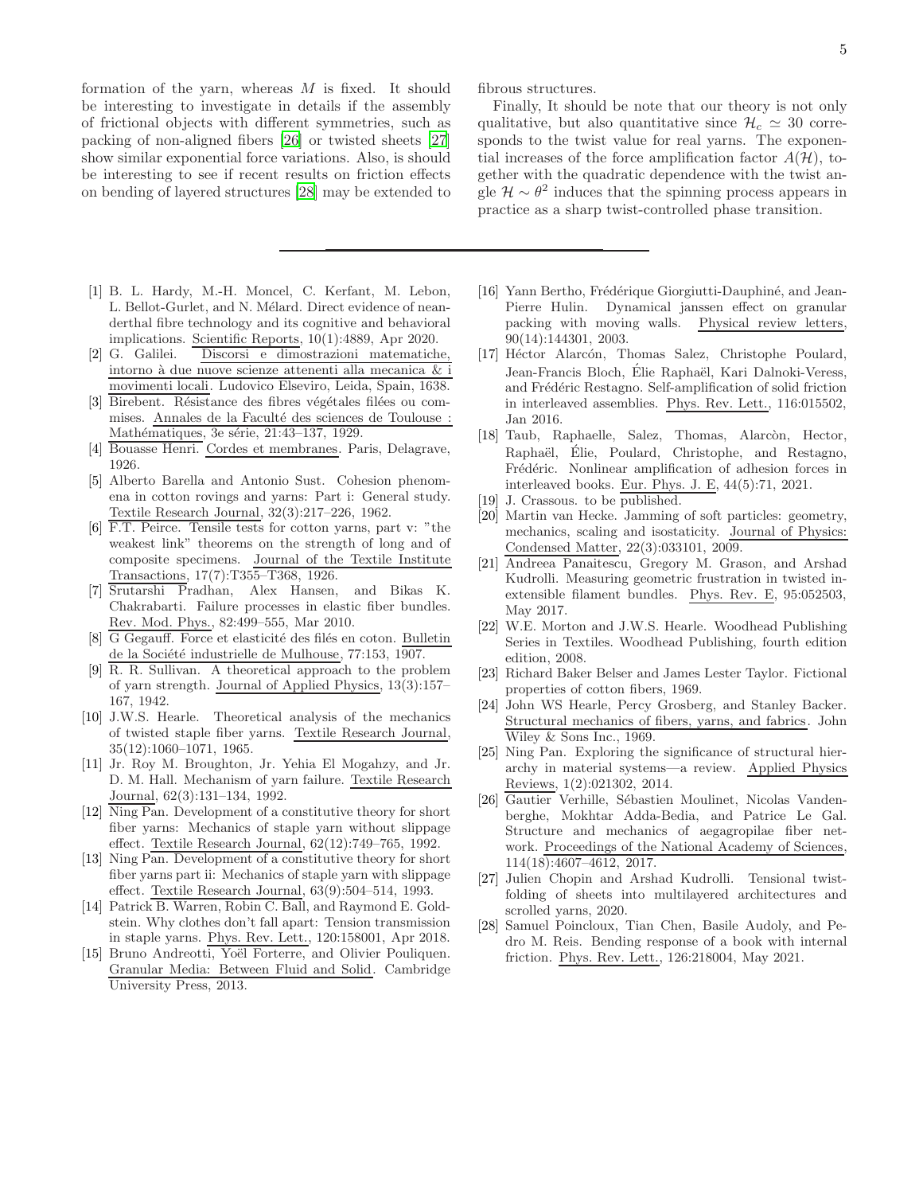formation of the yarn, whereas $M$ is fixed. It should be interesting to investigate in details if the assembly of frictional objects with different symmetries, such as packing of non-aligned fibers [26] or twisted sheets [27] show similar exponential force variations. Also, is should be interesting to see if recent results on friction effects on bending of layered structures [28] may be extended to fibrous structures.

Finally, It should be note that our theory is not only qualitative, but also quantitative since $\mathcal{H}_c \simeq 30$ corresponds to the twist value for real yarns. The exponential increases of the force amplification factor $A(\mathcal{H})$, together with the quadratic dependence with the twist angle $\mathcal{H} \sim \theta^2$ induces that the spinning process appears in practice as a sharp twist-controlled phase transition.

---

[1] B. L. Hardy, M.-H. Moncel, C. Kerfant, M. Lebon, L. Bellot-Gurlet, and N. Mélard. Direct evidence of neanderthal fibre technology and its cognitive and behavioral implications. Scientific Reports, 10(1):4889, Apr 2020.

[2] G. Galilei. Discorsi e dimostrazioni matematiche, intorno à due nuove scienze attenenti alla mecanica & i movimenti locali. Ludovico Elseviro, Leida, Spain, 1638.

[3] Birebent. Résistance des fibres végétales filées ou commises. Annales de la Faculté des sciences de Toulouse : Mathématiques, 3e série, 21:43–137, 1929.

[4] Bouasse Henri. Cordes et membranes. Paris, Delagrave, 1926.

[5] Alberto Barella and Antonio Sust. Cohesion phenomena in cotton rovings and yarns: Part i: General study. Textile Research Journal, 32(3):217–226, 1962.

[6] F.T. Peirce. Tensile tests for cotton yarns, part v: "the weakest link" theorems on the strength of long and of composite specimens. Journal of the Textile Institute Transactions, 17(7):T355–T368, 1926.

[7] Srutarshi Pradhan, Alex Hansen, and Bikas K. Chakrabarti. Failure processes in elastic fiber bundles. Rev. Mod. Phys., 82:499–555, Mar 2010.

[8] G Gegauff. Force et elasticité des filés en coton. Bulletin de la Société industrielle de Mulhouse, 77:153, 1907.

[9] R. R. Sullivan. A theoretical approach to the problem of yarn strength. Journal of Applied Physics, 13(3):157–167, 1942.

[10] J.W.S. Hearle. Theoretical analysis of the mechanics of twisted staple fiber yarns. Textile Research Journal, 35(12):1060–1071, 1965.

[11] Jr. Roy M. Broughton, Jr. Yehia El Mogahzy, and Jr. D. M. Hall. Mechanism of yarn failure. Textile Research Journal, 62(3):131–134, 1992.

[12] Ning Pan. Development of a constitutive theory for short fiber yarns: Mechanics of staple yarn without slippage effect. Textile Research Journal, 62(12):749–765, 1992.

[13] Ning Pan. Development of a constitutive theory for short fiber yarns part ii: Mechanics of staple yarn with slippage effect. Textile Research Journal, 63(9):504–514, 1993.

[14] Patrick B. Warren, Robin C. Ball, and Raymond E. Goldstein. Why clothes don't fall apart: Tension transmission in staple yarns. Phys. Rev. Lett., 120:158001, Apr 2018.

[15] Bruno Andreotti, Yoël Forterre, and Olivier Pouliquen. Granular Media: Between Fluid and Solid. Cambridge University Press, 2013.

[16] Yann Bertho, Frédérique Giorgiutti-Dauphiné, and Jean-Pierre Hulin. Dynamical janssen effect on granular packing with moving walls. Physical review letters, 90(14):144301, 2003.

[17] Héctor Alarcón, Thomas Salez, Christophe Poulard, Jean-Francis Bloch, Élie Raphaël, Kari Dalnoki-Veress, and Frédéric Restagno. Self-amplification of solid friction in interleaved assemblies. Phys. Rev. Lett., 116:015502, Jan 2016.

[18] Taub, Raphaelle, Salez, Thomas, Alarcòn, Hector, Raphaël, Élie, Poulard, Christophe, and Restagno, Frédéric. Nonlinear amplification of adhesion forces in interleaved books. Eur. Phys. J. E, 44(5):71, 2021.

[19] J. Crassous. to be published.

[20] Martin van Hecke. Jamming of soft particles: geometry, mechanics, scaling and isostaticity. Journal of Physics: Condensed Matter, 22(3):033101, 2009.

[21] Andreea Panaitescu, Gregory M. Grason, and Arshad Kudrolli. Measuring geometric frustration in twisted inextensible filament bundles. Phys. Rev. E, 95:052503, May 2017.

[22] W.E. Morton and J.W.S. Hearle. Woodhead Publishing Series in Textiles. Woodhead Publishing, fourth edition edition, 2008.

[23] Richard Baker Belser and James Lester Taylor. Fictional properties of cotton fibers, 1969.

[24] John WS Hearle, Percy Grosberg, and Stanley Backer. Structural mechanics of fibers, yarns, and fabrics. John Wiley & Sons Inc., 1969.

[25] Ning Pan. Exploring the significance of structural hierarchy in material systems—a review. Applied Physics Reviews, 1(2):021302, 2014.

[26] Gautier Verhille, Sébastien Moulinet, Nicolas Vandenberghe, Mokhtar Adda-Bedia, and Patrice Le Gal. Structure and mechanics of aegagropilae fiber network. Proceedings of the National Academy of Sciences, 114(18):4607–4612, 2017.

[27] Julien Chopin and Arshad Kudrolli. Tensional twist-folding of sheets into multilayered architectures and scrolled yarns, 2020.

[28] Samuel Poincloux, Tian Chen, Basile Audoly, and Pedro M. Reis. Bending response of a book with internal friction. Phys. Rev. Lett., 126:218004, May 2021.